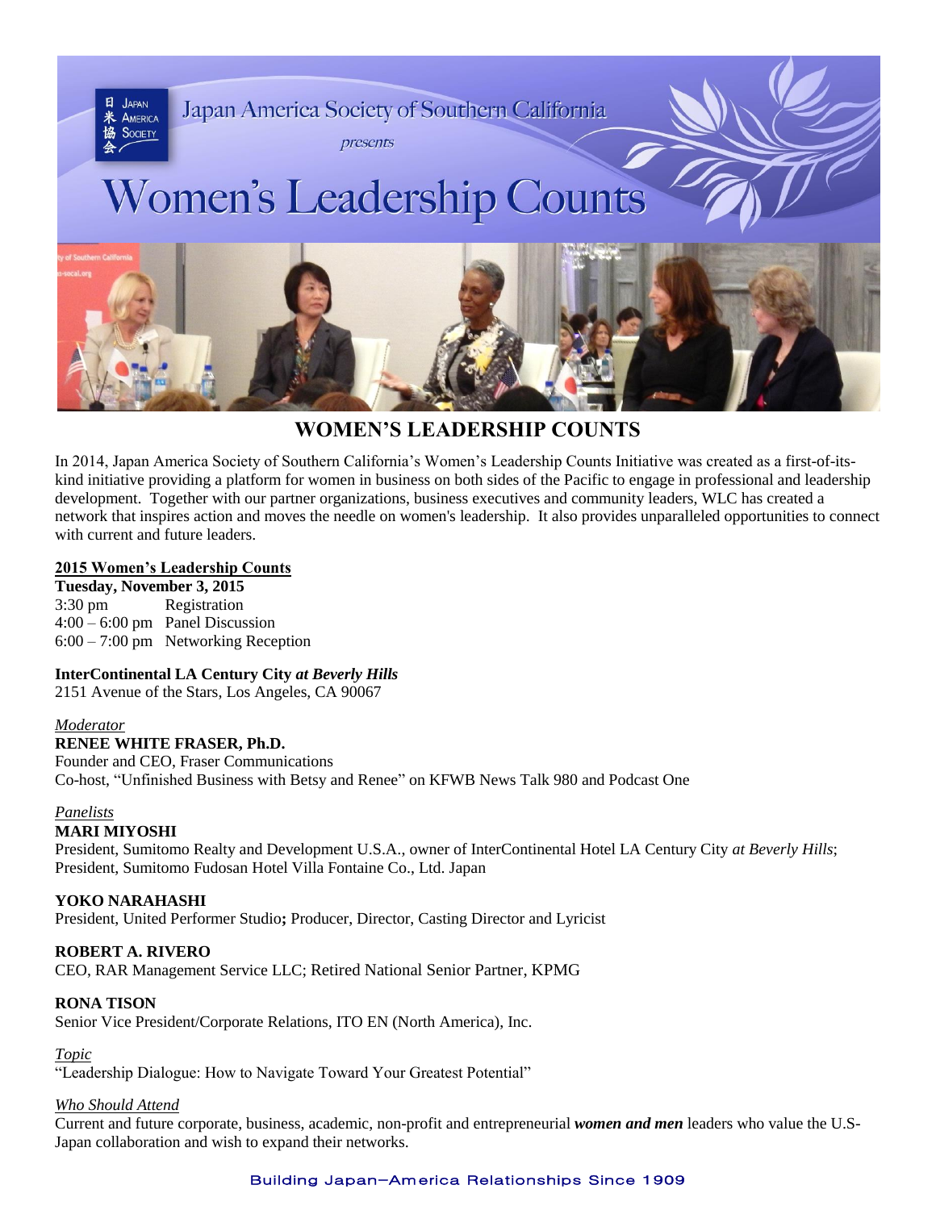Japan America Society of Southern California

*presents*

# Women's Leadership Counts

## WOMEN'S LEADERSHIP COUNTS

In 2014, Japan America Society of Southern California's Women's Leadership Counts Initiative was created as a first-of-its-kind initiative providing a platform for women in business on both sides of the Pacific to engage in professional and leadership development. Together with our partner organizations, business executives and community leaders, WLC has created a network that inspires action and moves the needle on women's leadership. It also provides unparalleled opportunities to connect with current and future leaders.

**2015 Women's Leadership Counts**

**Tuesday, November 3, 2015**

3:30 pm Registration
4:00 – 6:00 pm Panel Discussion
6:00 – 7:00 pm Networking Reception

**InterContinental LA Century City *at Beverly Hills***
2151 Avenue of the Stars, Los Angeles, CA 90067

*Moderator*

**RENEE WHITE FRASER, Ph.D.**
Founder and CEO, Fraser Communications
Co-host, "Unfinished Business with Betsy and Renee" on KFWB News Talk 980 and Podcast One

*Panelists*

**MARI MIYOSHI**
President, Sumitomo Realty and Development U.S.A., owner of InterContinental Hotel LA Century City *at Beverly Hills*; President, Sumitomo Fudosan Hotel Villa Fontaine Co., Ltd. Japan

**YOKO NARAHASHI**
President, United Performer Studio**;** Producer, Director, Casting Director and Lyricist

**ROBERT A. RIVERO**
CEO, RAR Management Service LLC; Retired National Senior Partner, KPMG

**RONA TISON**
Senior Vice President/Corporate Relations, ITO EN (North America), Inc.

*Topic*

"Leadership Dialogue: How to Navigate Toward Your Greatest Potential"

*Who Should Attend*

Current and future corporate, business, academic, non-profit and entrepreneurial ***women and men*** leaders who value the U.S-Japan collaboration and wish to expand their networks.

Building Japan-America Relationships Since 1909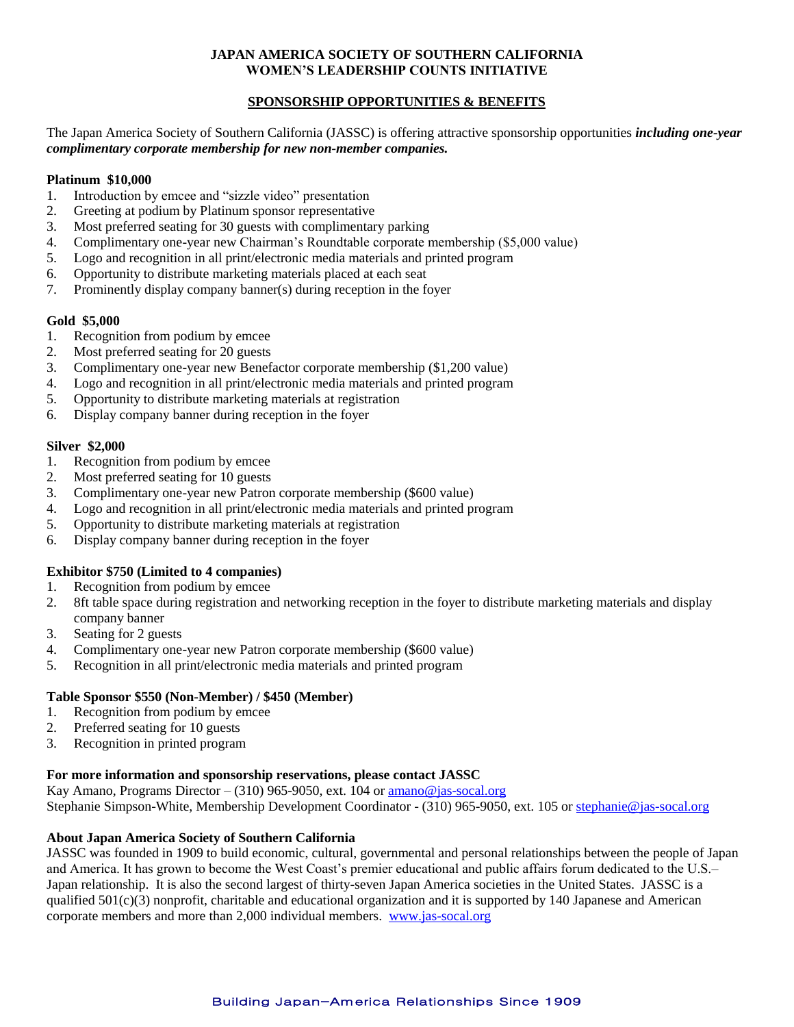**JAPAN AMERICA SOCIETY OF SOUTHERN CALIFORNIA**
**WOMEN'S LEADERSHIP COUNTS INITIATIVE**

**SPONSORSHIP OPPORTUNITIES & BENEFITS**

The Japan America Society of Southern California (JASSC) is offering attractive sponsorship opportunities ***including one-year complimentary corporate membership for new non-member companies.***

**Platinum $10,000**

1. Introduction by emcee and "sizzle video" presentation
2. Greeting at podium by Platinum sponsor representative
3. Most preferred seating for 30 guests with complimentary parking
4. Complimentary one-year new Chairman's Roundtable corporate membership ($5,000 value)
5. Logo and recognition in all print/electronic media materials and printed program
6. Opportunity to distribute marketing materials placed at each seat
7. Prominently display company banner(s) during reception in the foyer

**Gold $5,000**

1. Recognition from podium by emcee
2. Most preferred seating for 20 guests
3. Complimentary one-year new Benefactor corporate membership ($1,200 value)
4. Logo and recognition in all print/electronic media materials and printed program
5. Opportunity to distribute marketing materials at registration
6. Display company banner during reception in the foyer

**Silver $2,000**

1. Recognition from podium by emcee
2. Most preferred seating for 10 guests
3. Complimentary one-year new Patron corporate membership ($600 value)
4. Logo and recognition in all print/electronic media materials and printed program
5. Opportunity to distribute marketing materials at registration
6. Display company banner during reception in the foyer

**Exhibitor $750 (Limited to 4 companies)**

1. Recognition from podium by emcee
2. 8ft table space during registration and networking reception in the foyer to distribute marketing materials and display company banner
3. Seating for 2 guests
4. Complimentary one-year new Patron corporate membership ($600 value)
5. Recognition in all print/electronic media materials and printed program

**Table Sponsor $550 (Non-Member) / $450 (Member)**

1. Recognition from podium by emcee
2. Preferred seating for 10 guests
3. Recognition in printed program

**For more information and sponsorship reservations, please contact JASSC**

Kay Amano, Programs Director – (310) 965-9050, ext. 104 or amano@jas-socal.org
Stephanie Simpson-White, Membership Development Coordinator - (310) 965-9050, ext. 105 or stephanie@jas-socal.org

**About Japan America Society of Southern California**

JASSC was founded in 1909 to build economic, cultural, governmental and personal relationships between the people of Japan and America. It has grown to become the West Coast's premier educational and public affairs forum dedicated to the U.S.–Japan relationship. It is also the second largest of thirty-seven Japan America societies in the United States. JASSC is a qualified 501(c)(3) nonprofit, charitable and educational organization and it is supported by 140 Japanese and American corporate members and more than 2,000 individual members. www.jas-socal.org

Building Japan-America Relationships Since 1909